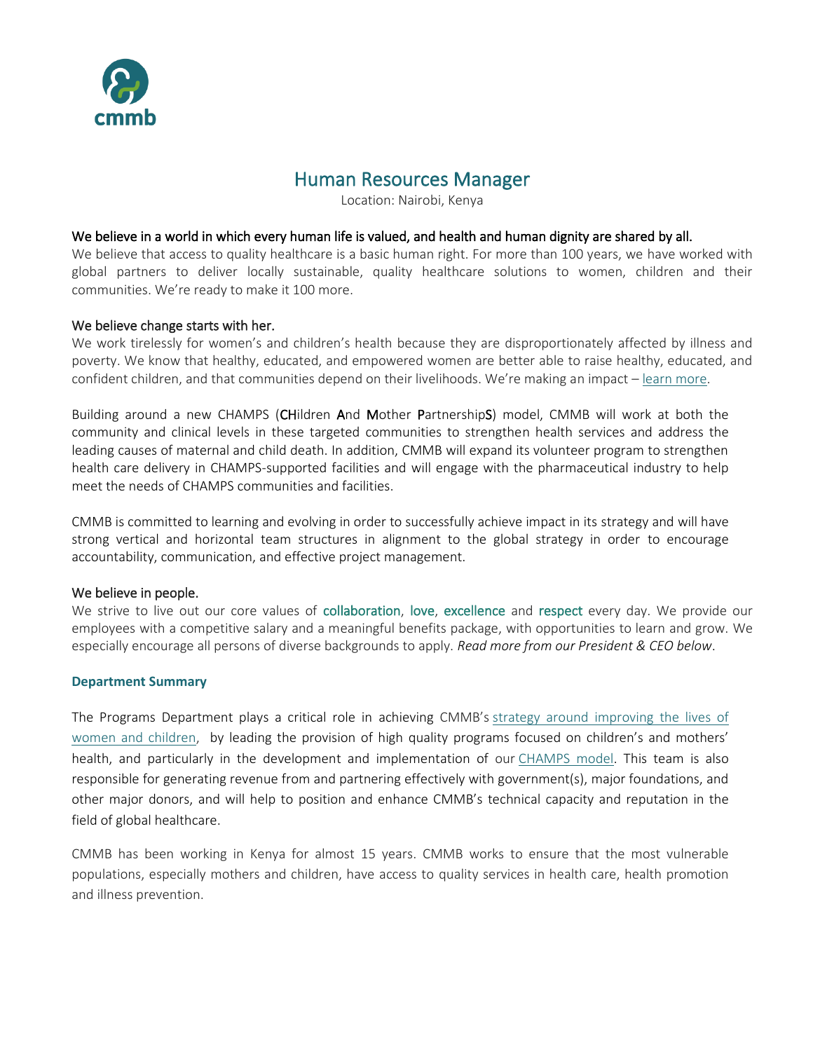# Human Resources Manager

Location: Nairobi, Kenya

### We believe in a world in which every human life is valued, and health and human dignity are shared by all.

We believe that access to quality healthcare is a basic human right. For more than 100 years, we have worked with global partners to deliver locally sustainable, quality healthcare solutions to women, children and their communities. We're ready to make it 100 more.

### We believe change starts with her.

We work tirelessly for women's and children's health because they are disproportionately affected by illness and poverty. We know that healthy, educated, and empowered women are better able to raise healthy, educated, and confident children, and that communities depend on their livelihoods. We're making an impact – learn more.

Building around a new CHAMPS (**CH**ildren **A**nd **M**other **P**artnership**S**) model, CMMB will work at both the community and clinical levels in these targeted communities to strengthen health services and address the leading causes of maternal and child death. In addition, CMMB will expand its volunteer program to strengthen health care delivery in CHAMPS-supported facilities and will engage with the pharmaceutical industry to help meet the needs of CHAMPS communities and facilities.

CMMB is committed to learning and evolving in order to successfully achieve impact in its strategy and will have strong vertical and horizontal team structures in alignment to the global strategy in order to encourage accountability, communication, and effective project management.

### We believe in people.

We strive to live out our core values of collaboration, love, excellence and respect every day. We provide our employees with a competitive salary and a meaningful benefits package, with opportunities to learn and grow. We especially encourage all persons of diverse backgrounds to apply. *Read more from our President & CEO below*.

**Department Summary**

The Programs Department plays a critical role in achieving CMMB's strategy around improving the lives of women and children, by leading the provision of high quality programs focused on children's and mothers' health, and particularly in the development and implementation of our CHAMPS model. This team is also responsible for generating revenue from and partnering effectively with government(s), major foundations, and other major donors, and will help to position and enhance CMMB's technical capacity and reputation in the field of global healthcare.

CMMB has been working in Kenya for almost 15 years. CMMB works to ensure that the most vulnerable populations, especially mothers and children, have access to quality services in health care, health promotion and illness prevention.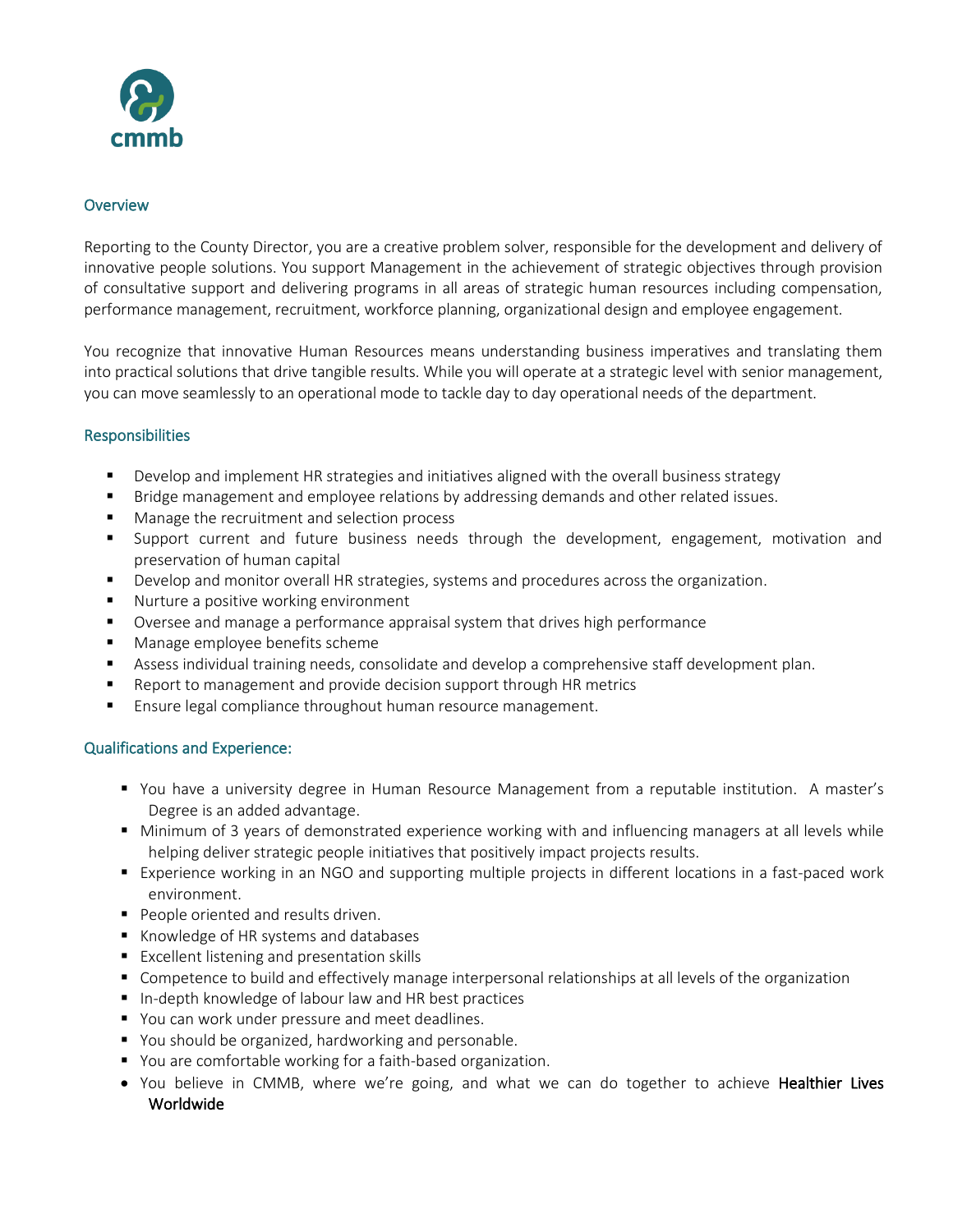## Overview

Reporting to the County Director, you are a creative problem solver, responsible for the development and delivery of innovative people solutions. You support Management in the achievement of strategic objectives through provision of consultative support and delivering programs in all areas of strategic human resources including compensation, performance management, recruitment, workforce planning, organizational design and employee engagement.

You recognize that innovative Human Resources means understanding business imperatives and translating them into practical solutions that drive tangible results. While you will operate at a strategic level with senior management, you can move seamlessly to an operational mode to tackle day to day operational needs of the department.

## Responsibilities

- Develop and implement HR strategies and initiatives aligned with the overall business strategy
- Bridge management and employee relations by addressing demands and other related issues.
- Manage the recruitment and selection process
- Support current and future business needs through the development, engagement, motivation and preservation of human capital
- Develop and monitor overall HR strategies, systems and procedures across the organization.
- Nurture a positive working environment
- Oversee and manage a performance appraisal system that drives high performance
- Manage employee benefits scheme
- Assess individual training needs, consolidate and develop a comprehensive staff development plan.
- Report to management and provide decision support through HR metrics
- Ensure legal compliance throughout human resource management.

## Qualifications and Experience:

- You have a university degree in Human Resource Management from a reputable institution. A master's Degree is an added advantage.
- Minimum of 3 years of demonstrated experience working with and influencing managers at all levels while helping deliver strategic people initiatives that positively impact projects results.
- Experience working in an NGO and supporting multiple projects in different locations in a fast-paced work environment.
- People oriented and results driven.
- Knowledge of HR systems and databases
- Excellent listening and presentation skills
- Competence to build and effectively manage interpersonal relationships at all levels of the organization
- In-depth knowledge of labour law and HR best practices
- You can work under pressure and meet deadlines.
- You should be organized, hardworking and personable.
- You are comfortable working for a faith-based organization.
- You believe in CMMB, where we're going, and what we can do together to achieve **Healthier Lives Worldwide**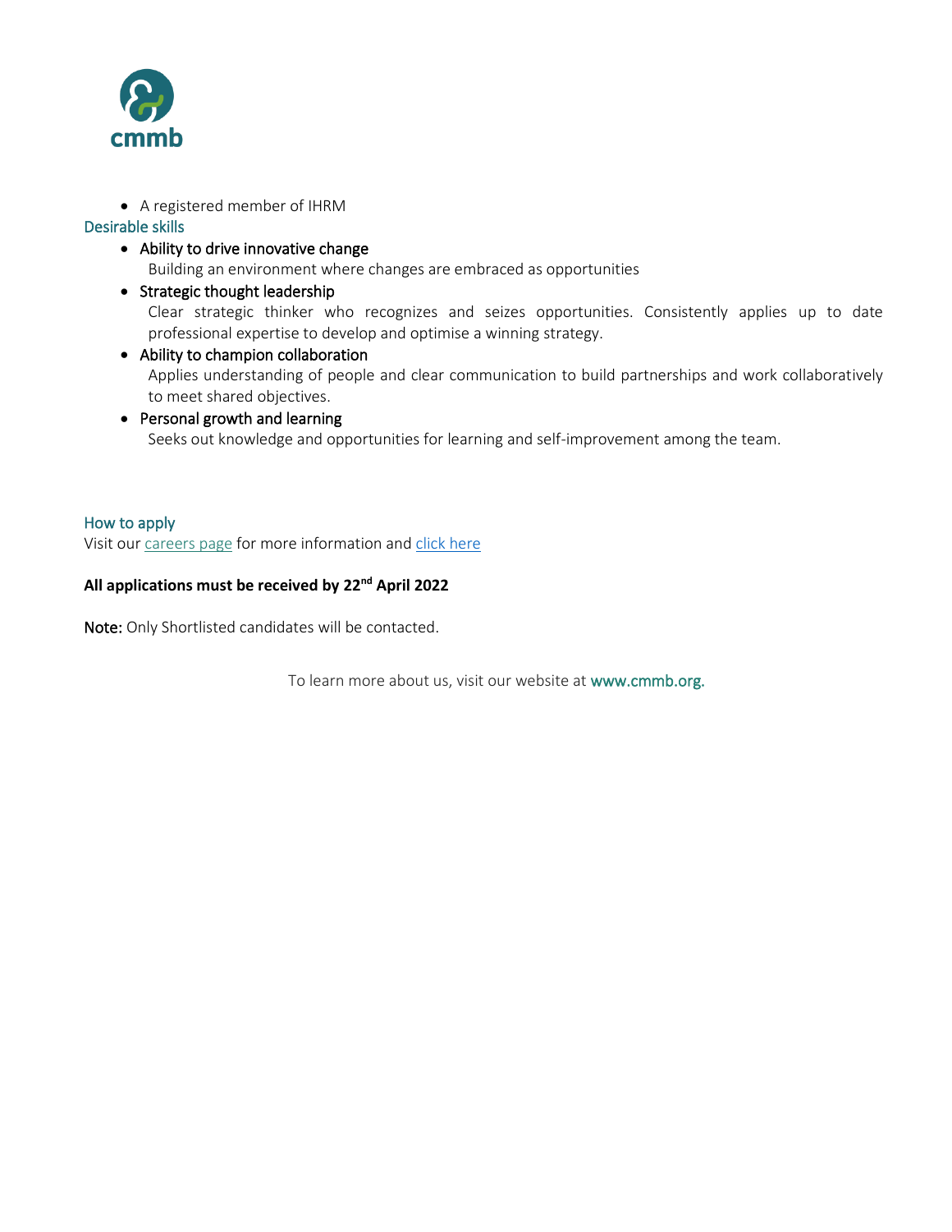- A registered member of IHRM

## Desirable skills

- Ability to drive innovative change
  Building an environment where changes are embraced as opportunities
- Strategic thought leadership
  Clear strategic thinker who recognizes and seizes opportunities. Consistently applies up to date professional expertise to develop and optimise a winning strategy.
- Ability to champion collaboration
  Applies understanding of people and clear communication to build partnerships and work collaboratively to meet shared objectives.
- Personal growth and learning
  Seeks out knowledge and opportunities for learning and self-improvement among the team.

## How to apply

Visit our careers page for more information and click here

**All applications must be received by 22nd April 2022**

Note: Only Shortlisted candidates will be contacted.

To learn more about us, visit our website at www.cmmb.org.